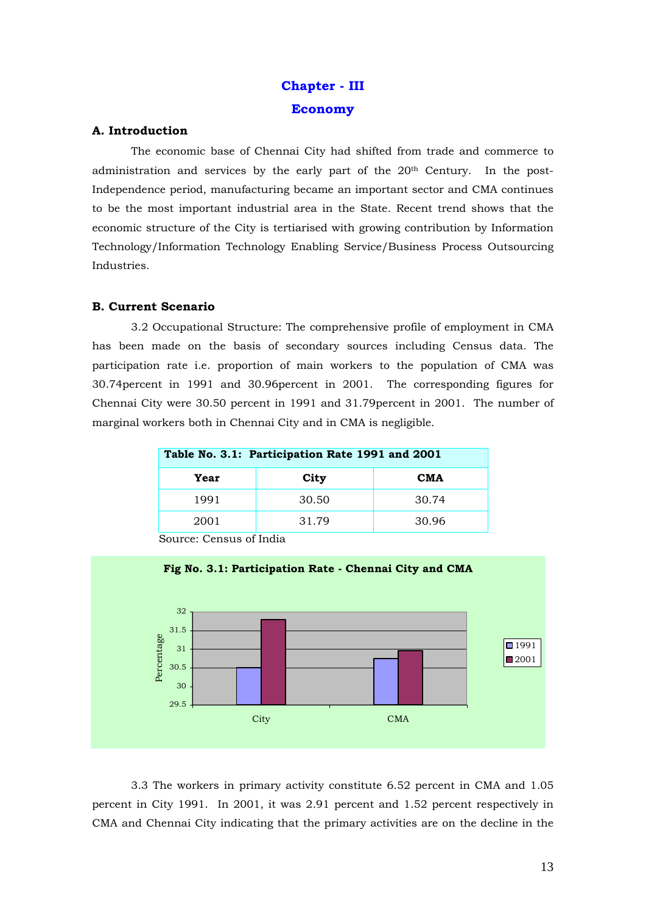# Chapter - III

# Economy

## A. Introduction

The economic base of Chennai City had shifted from trade and commerce to administration and services by the early part of the 20th Century. In the post-Independence period, manufacturing became an important sector and CMA continues to be the most important industrial area in the State. Recent trend shows that the economic structure of the City is tertiarised with growing contribution by Information Technology/Information Technology Enabling Service/Business Process Outsourcing Industries.

## B. Current Scenario

3.2 Occupational Structure: The comprehensive profile of employment in CMA has been made on the basis of secondary sources including Census data. The participation rate i.e. proportion of main workers to the population of CMA was 30.74percent in 1991 and 30.96percent in 2001. The corresponding figures for Chennai City were 30.50 percent in 1991 and 31.79percent in 2001. The number of marginal workers both in Chennai City and in CMA is negligible.

**Table No. 3.1: Participation Rate 1991 and 2001**

| Year | City | CMA |
|---|---|---|
| 1991 | 30.50 | 30.74 |
| 2001 | 31.79 | 30.96 |

Source: Census of India

**Fig No. 3.1: Participation Rate - Chennai City and CMA**

3.3 The workers in primary activity constitute 6.52 percent in CMA and 1.05 percent in City 1991. In 2001, it was 2.91 percent and 1.52 percent respectively in CMA and Chennai City indicating that the primary activities are on the decline in the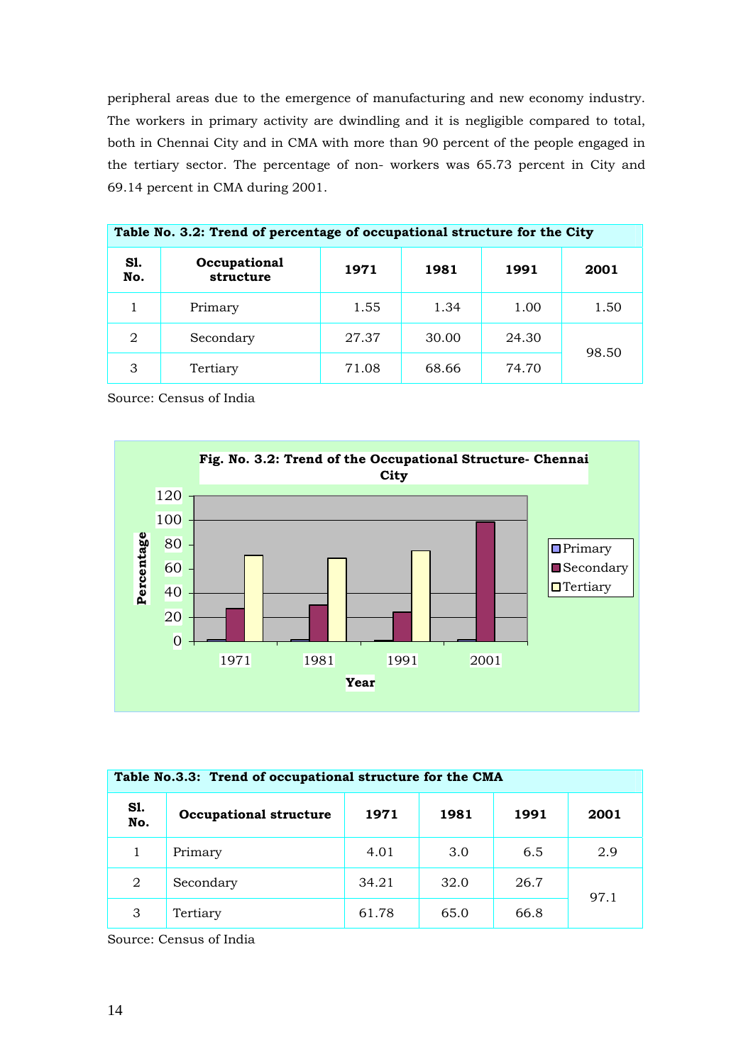peripheral areas due to the emergence of manufacturing and new economy industry. The workers in primary activity are dwindling and it is negligible compared to total, both in Chennai City and in CMA with more than 90 percent of the people engaged in the tertiary sector. The percentage of non- workers was 65.73 percent in City and 69.14 percent in CMA during 2001.

**Table No. 3.2: Trend of percentage of occupational structure for the City**

| Sl. No. | Occupational structure | 1971 | 1981 | 1991 | 2001 |
|---|---|---|---|---|---|
| 1 | Primary | 1.55 | 1.34 | 1.00 | 1.50 |
| 2 | Secondary | 27.37 | 30.00 | 24.30 | 98.50 |
| 3 | Tertiary | 71.08 | 68.66 | 74.70 | |

Source: Census of India

**Fig. No. 3.2: Trend of the Occupational Structure- Chennai City**

**Table No.3.3: Trend of occupational structure for the CMA**

| Sl. No. | Occupational structure | 1971 | 1981 | 1991 | 2001 |
|---|---|---|---|---|---|
| 1 | Primary | 4.01 | 3.0 | 6.5 | 2.9 |
| 2 | Secondary | 34.21 | 32.0 | 26.7 | 97.1 |
| 3 | Tertiary | 61.78 | 65.0 | 66.8 | |

Source: Census of India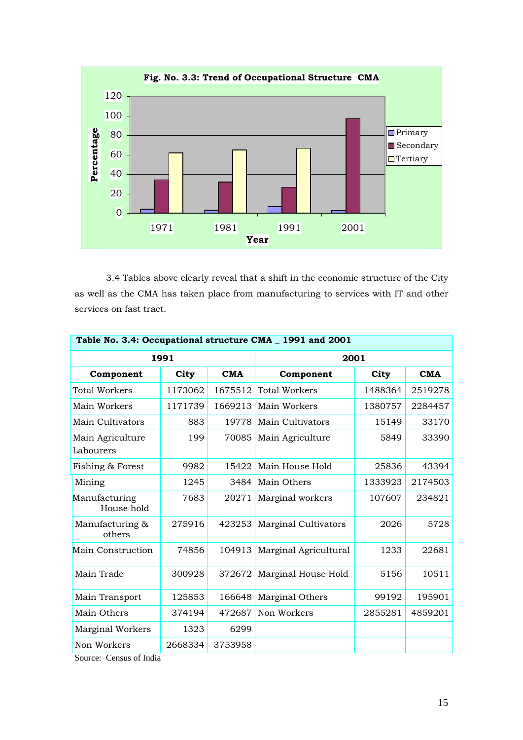**Fig. No. 3.3: Trend of Occupational Structure CMA**

3.4 Tables above clearly reveal that a shift in the economic structure of the City as well as the CMA has taken place from manufacturing to services with IT and other services on fast tract.

**Table No. 3.4: Occupational structure CMA _ 1991 and 2001**

| 1991 | | | 2001 | | |
|---|---|---|---|---|---|
| **Component** | **City** | **CMA** | **Component** | **City** | **CMA** |
| Total Workers | 1173062 | 1675512 | Total Workers | 1488364 | 2519278 |
| Main Workers | 1171739 | 1669213 | Main Workers | 1380757 | 2284457 |
| Main Cultivators | 883 | 19778 | Main Cultivators | 15149 | 33170 |
| Main Agriculture Labourers | 199 | 70085 | Main Agriculture | 5849 | 33390 |
| Fishing & Forest | 9982 | 15422 | Main House Hold | 25836 | 43394 |
| Mining | 1245 | 3484 | Main Others | 1333923 | 2174503 |
| Manufacturing House hold | 7683 | 20271 | Marginal workers | 107607 | 234821 |
| Manufacturing & others | 275916 | 423253 | Marginal Cultivators | 2026 | 5728 |
| Main Construction | 74856 | 104913 | Marginal Agricultural | 1233 | 22681 |
| Main Trade | 300928 | 372672 | Marginal House Hold | 5156 | 10511 |
| Main Transport | 125853 | 166648 | Marginal Others | 99192 | 195901 |
| Main Others | 374194 | 472687 | Non Workers | 2855281 | 4859201 |
| Marginal Workers | 1323 | 6299 | | | |
| Non Workers | 2668334 | 3753958 | | | |

Source: Census of India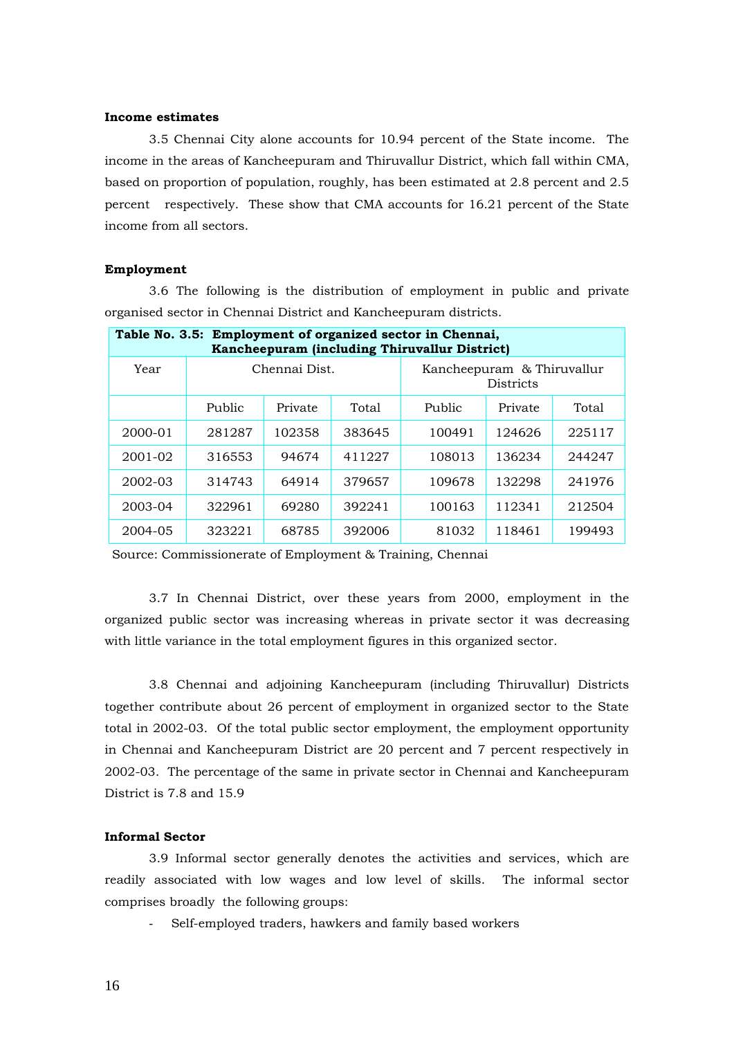**Income estimates**

3.5 Chennai City alone accounts for 10.94 percent of the State income. The income in the areas of Kancheepuram and Thiruvallur District, which fall within CMA, based on proportion of population, roughly, has been estimated at 2.8 percent and 2.5 percent respectively. These show that CMA accounts for 16.21 percent of the State income from all sectors.

**Employment**

3.6 The following is the distribution of employment in public and private organised sector in Chennai District and Kancheepuram districts.

**Table No. 3.5: Employment of organized sector in Chennai, Kancheepuram (including Thiruvallur District)**

| Year | Chennai Dist. | | | Kancheepuram & Thiruvallur Districts | | |
|---|---|---|---|---|---|---|
| | Public | Private | Total | Public | Private | Total |
| 2000-01 | 281287 | 102358 | 383645 | 100491 | 124626 | 225117 |
| 2001-02 | 316553 | 94674 | 411227 | 108013 | 136234 | 244247 |
| 2002-03 | 314743 | 64914 | 379657 | 109678 | 132298 | 241976 |
| 2003-04 | 322961 | 69280 | 392241 | 100163 | 112341 | 212504 |
| 2004-05 | 323221 | 68785 | 392006 | 81032 | 118461 | 199493 |

Source: Commissionerate of Employment & Training, Chennai

3.7 In Chennai District, over these years from 2000, employment in the organized public sector was increasing whereas in private sector it was decreasing with little variance in the total employment figures in this organized sector.

3.8 Chennai and adjoining Kancheepuram (including Thiruvallur) Districts together contribute about 26 percent of employment in organized sector to the State total in 2002-03. Of the total public sector employment, the employment opportunity in Chennai and Kancheepuram District are 20 percent and 7 percent respectively in 2002-03. The percentage of the same in private sector in Chennai and Kancheepuram District is 7.8 and 15.9

**Informal Sector**

3.9 Informal sector generally denotes the activities and services, which are readily associated with low wages and low level of skills. The informal sector comprises broadly the following groups:

- Self-employed traders, hawkers and family based workers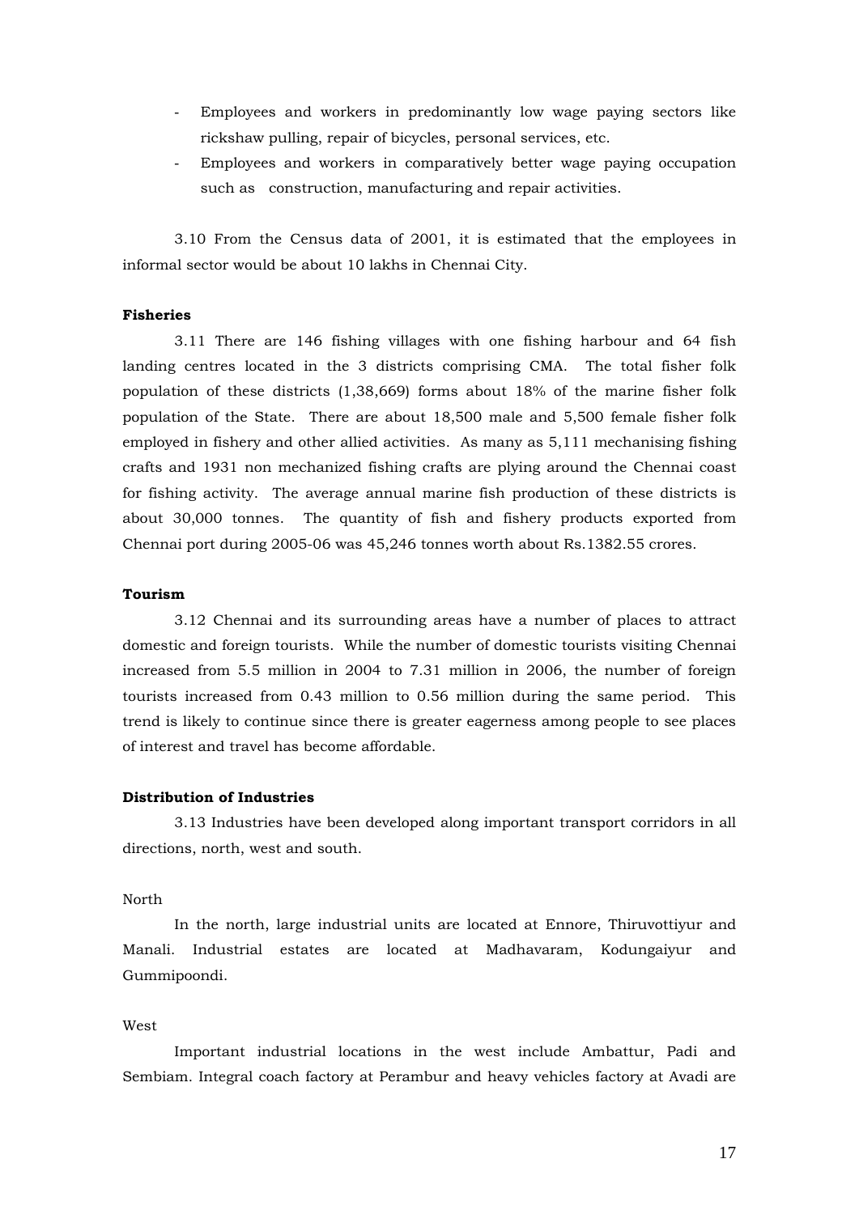- Employees and workers in predominantly low wage paying sectors like rickshaw pulling, repair of bicycles, personal services, etc.
- Employees and workers in comparatively better wage paying occupation such as construction, manufacturing and repair activities.

3.10 From the Census data of 2001, it is estimated that the employees in informal sector would be about 10 lakhs in Chennai City.

**Fisheries**

3.11 There are 146 fishing villages with one fishing harbour and 64 fish landing centres located in the 3 districts comprising CMA. The total fisher folk population of these districts (1,38,669) forms about 18% of the marine fisher folk population of the State. There are about 18,500 male and 5,500 female fisher folk employed in fishery and other allied activities. As many as 5,111 mechanising fishing crafts and 1931 non mechanized fishing crafts are plying around the Chennai coast for fishing activity. The average annual marine fish production of these districts is about 30,000 tonnes. The quantity of fish and fishery products exported from Chennai port during 2005-06 was 45,246 tonnes worth about Rs.1382.55 crores.

**Tourism**

3.12 Chennai and its surrounding areas have a number of places to attract domestic and foreign tourists. While the number of domestic tourists visiting Chennai increased from 5.5 million in 2004 to 7.31 million in 2006, the number of foreign tourists increased from 0.43 million to 0.56 million during the same period. This trend is likely to continue since there is greater eagerness among people to see places of interest and travel has become affordable.

**Distribution of Industries**

3.13 Industries have been developed along important transport corridors in all directions, north, west and south.

North

In the north, large industrial units are located at Ennore, Thiruvottiyur and Manali. Industrial estates are located at Madhavaram, Kodungaiyur and Gummipoondi.

West

Important industrial locations in the west include Ambattur, Padi and Sembiam. Integral coach factory at Perambur and heavy vehicles factory at Avadi are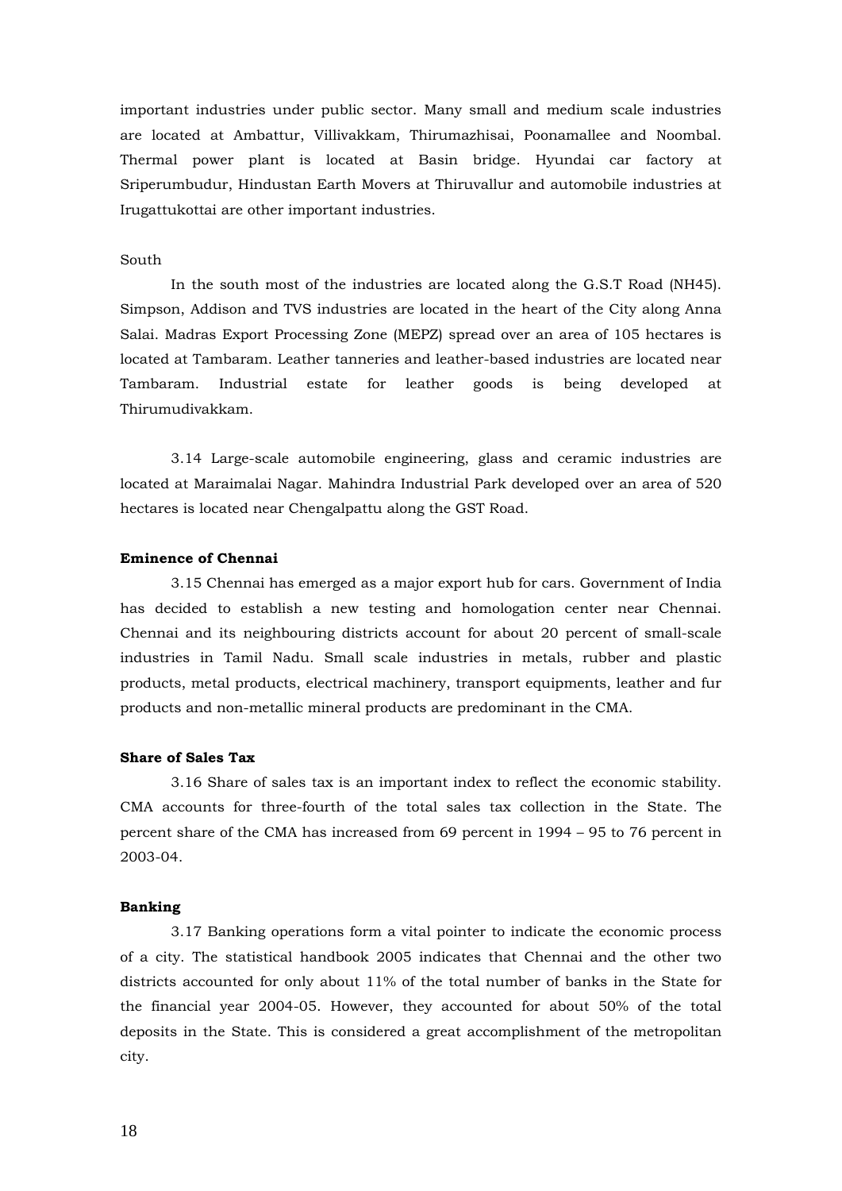important industries under public sector. Many small and medium scale industries are located at Ambattur, Villivakkam, Thirumazhisai, Poonamallee and Noombal. Thermal power plant is located at Basin bridge. Hyundai car factory at Sriperumbudur, Hindustan Earth Movers at Thiruvallur and automobile industries at Irugattukottai are other important industries.

South

In the south most of the industries are located along the G.S.T Road (NH45). Simpson, Addison and TVS industries are located in the heart of the City along Anna Salai. Madras Export Processing Zone (MEPZ) spread over an area of 105 hectares is located at Tambaram. Leather tanneries and leather-based industries are located near Tambaram. Industrial estate for leather goods is being developed at Thirumudivakkam.

3.14 Large-scale automobile engineering, glass and ceramic industries are located at Maraimalai Nagar. Mahindra Industrial Park developed over an area of 520 hectares is located near Chengalpattu along the GST Road.

**Eminence of Chennai**

3.15 Chennai has emerged as a major export hub for cars. Government of India has decided to establish a new testing and homologation center near Chennai. Chennai and its neighbouring districts account for about 20 percent of small-scale industries in Tamil Nadu. Small scale industries in metals, rubber and plastic products, metal products, electrical machinery, transport equipments, leather and fur products and non-metallic mineral products are predominant in the CMA.

**Share of Sales Tax**

3.16 Share of sales tax is an important index to reflect the economic stability. CMA accounts for three-fourth of the total sales tax collection in the State. The percent share of the CMA has increased from 69 percent in 1994 – 95 to 76 percent in 2003-04.

**Banking**

3.17 Banking operations form a vital pointer to indicate the economic process of a city. The statistical handbook 2005 indicates that Chennai and the other two districts accounted for only about 11% of the total number of banks in the State for the financial year 2004-05. However, they accounted for about 50% of the total deposits in the State. This is considered a great accomplishment of the metropolitan city.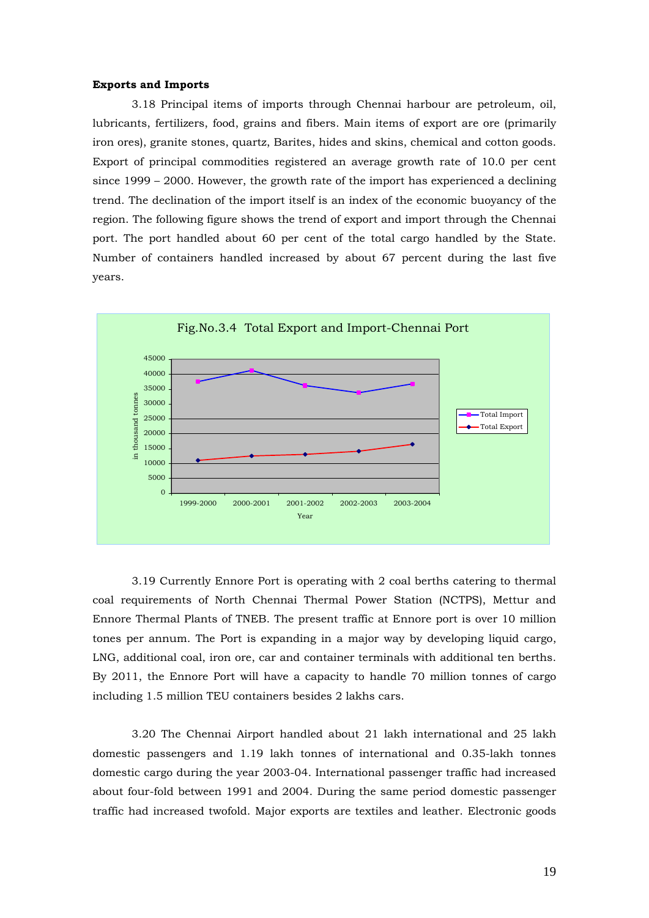**Exports and Imports**

3.18 Principal items of imports through Chennai harbour are petroleum, oil, lubricants, fertilizers, food, grains and fibers. Main items of export are ore (primarily iron ores), granite stones, quartz, Barites, hides and skins, chemical and cotton goods. Export of principal commodities registered an average growth rate of 10.0 per cent since 1999 – 2000. However, the growth rate of the import has experienced a declining trend. The declination of the import itself is an index of the economic buoyancy of the region. The following figure shows the trend of export and import through the Chennai port. The port handled about 60 per cent of the total cargo handled by the State. Number of containers handled increased by about 67 percent during the last five years.

Fig.No.3.4 Total Export and Import-Chennai Port

3.19 Currently Ennore Port is operating with 2 coal berths catering to thermal coal requirements of North Chennai Thermal Power Station (NCTPS), Mettur and Ennore Thermal Plants of TNEB. The present traffic at Ennore port is over 10 million tones per annum. The Port is expanding in a major way by developing liquid cargo, LNG, additional coal, iron ore, car and container terminals with additional ten berths. By 2011, the Ennore Port will have a capacity to handle 70 million tonnes of cargo including 1.5 million TEU containers besides 2 lakhs cars.

3.20 The Chennai Airport handled about 21 lakh international and 25 lakh domestic passengers and 1.19 lakh tonnes of international and 0.35-lakh tonnes domestic cargo during the year 2003-04. International passenger traffic had increased about four-fold between 1991 and 2004. During the same period domestic passenger traffic had increased twofold. Major exports are textiles and leather. Electronic goods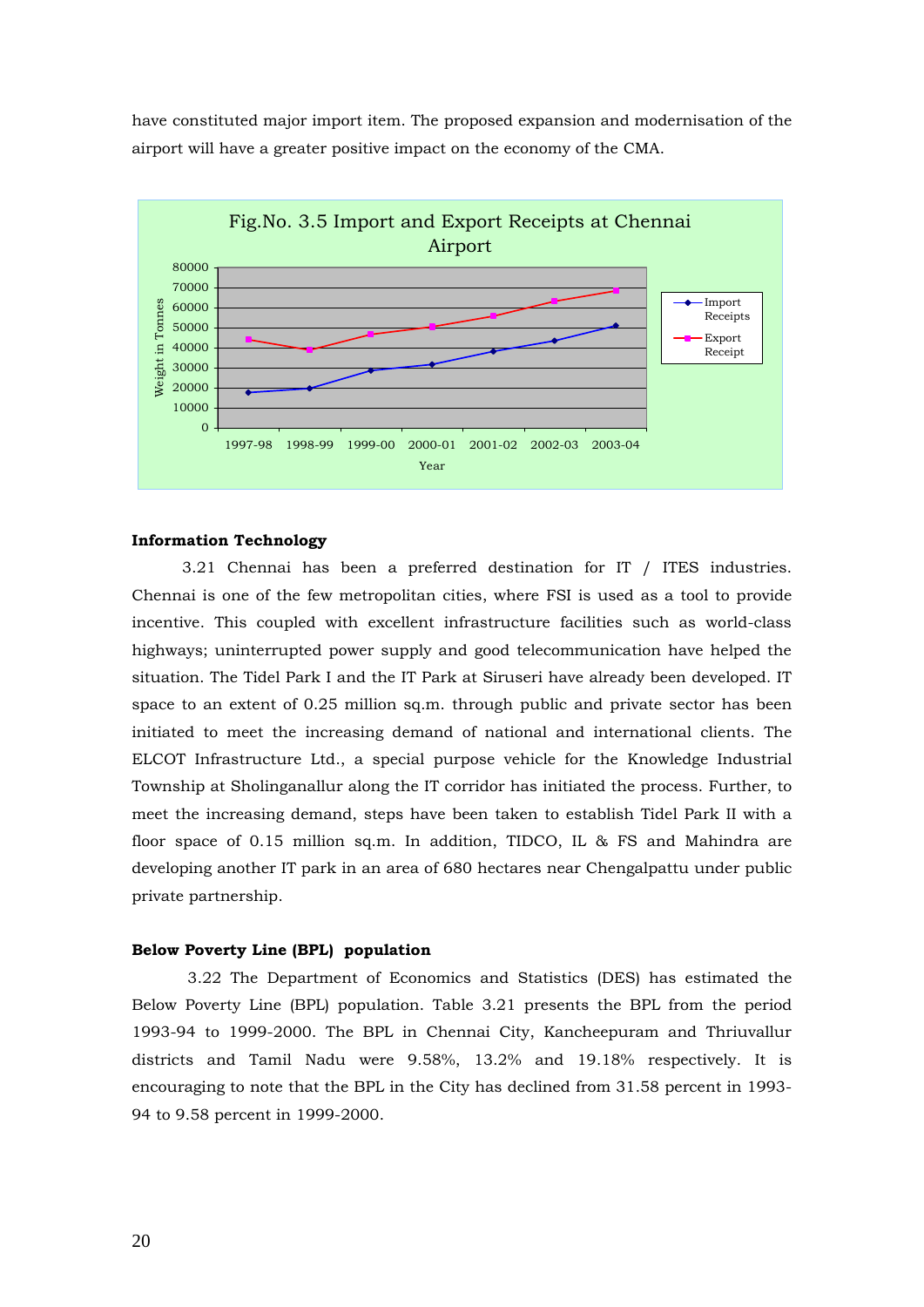have constituted major import item. The proposed expansion and modernisation of the airport will have a greater positive impact on the economy of the CMA.

Fig.No. 3.5 Import and Export Receipts at Chennai Airport

**Information Technology**

3.21 Chennai has been a preferred destination for IT / ITES industries. Chennai is one of the few metropolitan cities, where FSI is used as a tool to provide incentive. This coupled with excellent infrastructure facilities such as world-class highways; uninterrupted power supply and good telecommunication have helped the situation. The Tidel Park I and the IT Park at Siruseri have already been developed. IT space to an extent of 0.25 million sq.m. through public and private sector has been initiated to meet the increasing demand of national and international clients. The ELCOT Infrastructure Ltd., a special purpose vehicle for the Knowledge Industrial Township at Sholinganallur along the IT corridor has initiated the process. Further, to meet the increasing demand, steps have been taken to establish Tidel Park II with a floor space of 0.15 million sq.m. In addition, TIDCO, IL & FS and Mahindra are developing another IT park in an area of 680 hectares near Chengalpattu under public private partnership.

**Below Poverty Line (BPL) population**

3.22 The Department of Economics and Statistics (DES) has estimated the Below Poverty Line (BPL) population. Table 3.21 presents the BPL from the period 1993-94 to 1999-2000. The BPL in Chennai City, Kancheepuram and Thriuvallur districts and Tamil Nadu were 9.58%, 13.2% and 19.18% respectively. It is encouraging to note that the BPL in the City has declined from 31.58 percent in 1993-94 to 9.58 percent in 1999-2000.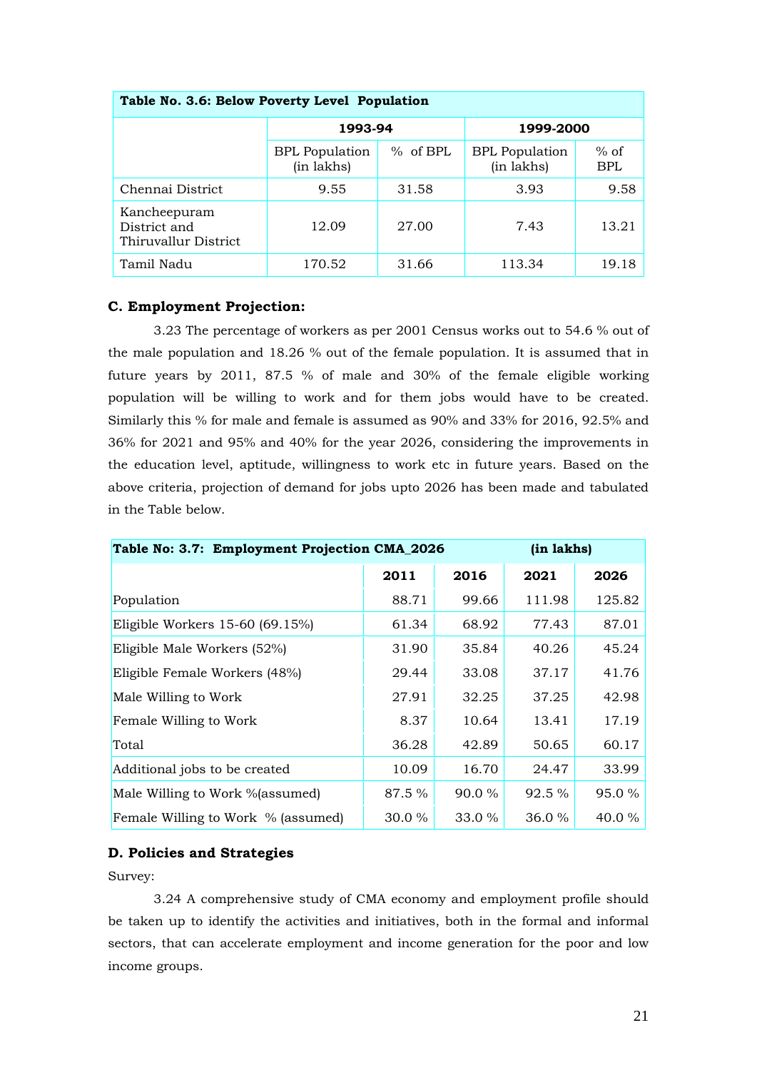| Table No. 3.6: Below Poverty Level Population | | | | |
|---|---|---|---|---|
| | 1993-94 | | 1999-2000 | |
| | BPL Population (in lakhs) | % of BPL | BPL Population (in lakhs) | % of BPL |
| Chennai District | 9.55 | 31.58 | 3.93 | 9.58 |
| Kancheepuram District and Thiruvallur District | 12.09 | 27.00 | 7.43 | 13.21 |
| Tamil Nadu | 170.52 | 31.66 | 113.34 | 19.18 |

### C. Employment Projection:

3.23 The percentage of workers as per 2001 Census works out to 54.6 % out of the male population and 18.26 % out of the female population. It is assumed that in future years by 2011, 87.5 % of male and 30% of the female eligible working population will be willing to work and for them jobs would have to be created. Similarly this % for male and female is assumed as 90% and 33% for 2016, 92.5% and 36% for 2021 and 95% and 40% for the year 2026, considering the improvements in the education level, aptitude, willingness to work etc in future years. Based on the above criteria, projection of demand for jobs upto 2026 has been made and tabulated in the Table below.

| Table No: 3.7: Employment Projection CMA_2026 | | | (in lakhs) | |
|---|---|---|---|---|
| | 2011 | 2016 | 2021 | 2026 |
| Population | 88.71 | 99.66 | 111.98 | 125.82 |
| Eligible Workers 15-60 (69.15%) | 61.34 | 68.92 | 77.43 | 87.01 |
| Eligible Male Workers (52%) | 31.90 | 35.84 | 40.26 | 45.24 |
| Eligible Female Workers (48%) | 29.44 | 33.08 | 37.17 | 41.76 |
| Male Willing to Work | 27.91 | 32.25 | 37.25 | 42.98 |
| Female Willing to Work | 8.37 | 10.64 | 13.41 | 17.19 |
| Total | 36.28 | 42.89 | 50.65 | 60.17 |
| Additional jobs to be created | 10.09 | 16.70 | 24.47 | 33.99 |
| Male Willing to Work %(assumed) | 87.5 % | 90.0 % | 92.5 % | 95.0 % |
| Female Willing to Work % (assumed) | 30.0 % | 33.0 % | 36.0 % | 40.0 % |

### D. Policies and Strategies

Survey:

3.24 A comprehensive study of CMA economy and employment profile should be taken up to identify the activities and initiatives, both in the formal and informal sectors, that can accelerate employment and income generation for the poor and low income groups.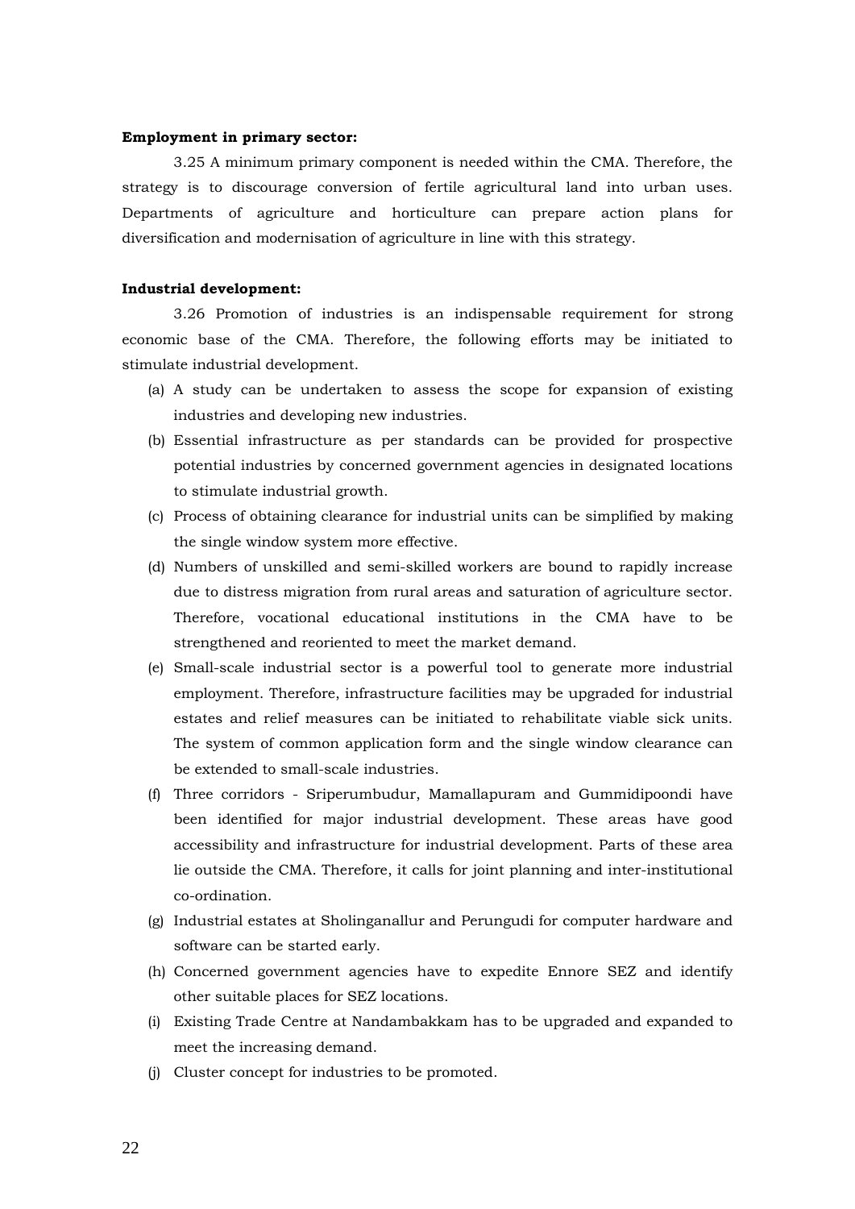**Employment in primary sector:**

3.25 A minimum primary component is needed within the CMA. Therefore, the strategy is to discourage conversion of fertile agricultural land into urban uses. Departments of agriculture and horticulture can prepare action plans for diversification and modernisation of agriculture in line with this strategy.

**Industrial development:**

3.26 Promotion of industries is an indispensable requirement for strong economic base of the CMA. Therefore, the following efforts may be initiated to stimulate industrial development.

(a) A study can be undertaken to assess the scope for expansion of existing industries and developing new industries.

(b) Essential infrastructure as per standards can be provided for prospective potential industries by concerned government agencies in designated locations to stimulate industrial growth.

(c) Process of obtaining clearance for industrial units can be simplified by making the single window system more effective.

(d) Numbers of unskilled and semi-skilled workers are bound to rapidly increase due to distress migration from rural areas and saturation of agriculture sector. Therefore, vocational educational institutions in the CMA have to be strengthened and reoriented to meet the market demand.

(e) Small-scale industrial sector is a powerful tool to generate more industrial employment. Therefore, infrastructure facilities may be upgraded for industrial estates and relief measures can be initiated to rehabilitate viable sick units. The system of common application form and the single window clearance can be extended to small-scale industries.

(f) Three corridors - Sriperumbudur, Mamallapuram and Gummidipoondi have been identified for major industrial development. These areas have good accessibility and infrastructure for industrial development. Parts of these area lie outside the CMA. Therefore, it calls for joint planning and inter-institutional co-ordination.

(g) Industrial estates at Sholinganallur and Perungudi for computer hardware and software can be started early.

(h) Concerned government agencies have to expedite Ennore SEZ and identify other suitable places for SEZ locations.

(i) Existing Trade Centre at Nandambakkam has to be upgraded and expanded to meet the increasing demand.

(j) Cluster concept for industries to be promoted.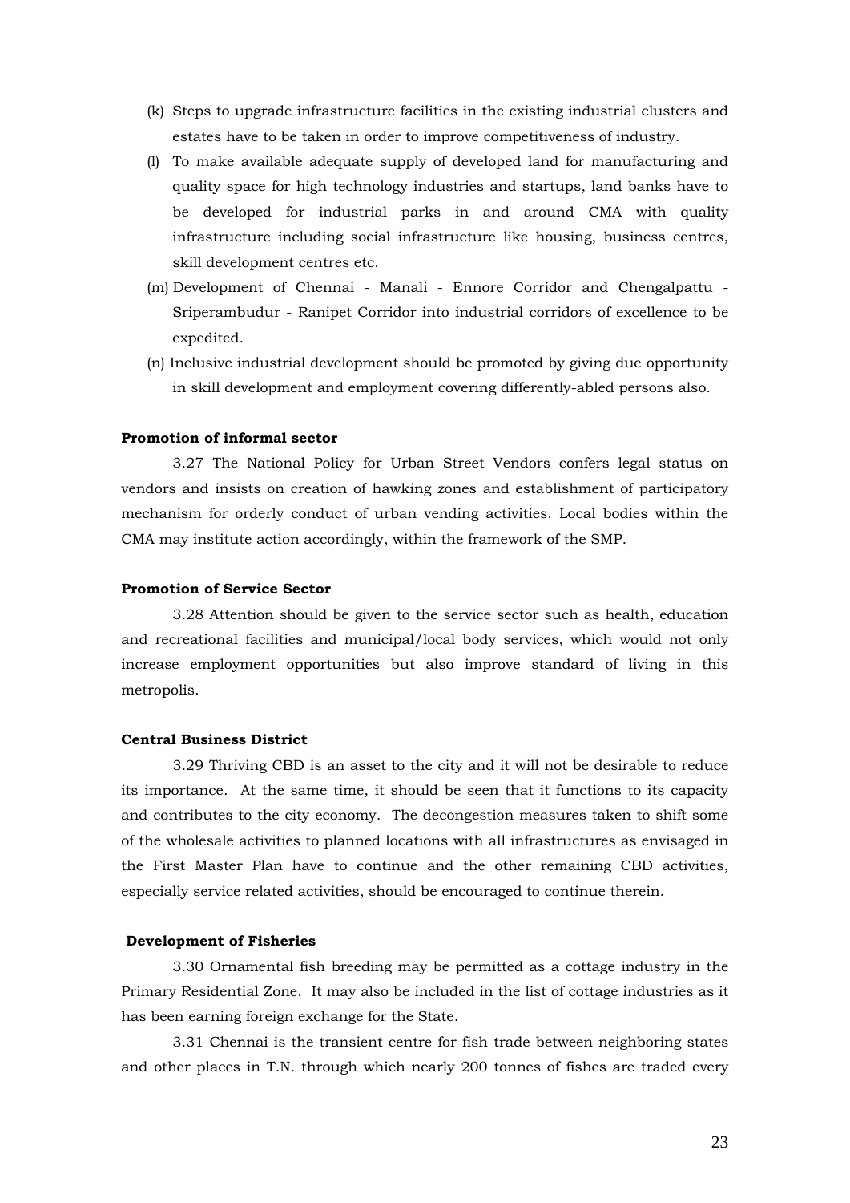(k) Steps to upgrade infrastructure facilities in the existing industrial clusters and estates have to be taken in order to improve competitiveness of industry.

(l) To make available adequate supply of developed land for manufacturing and quality space for high technology industries and startups, land banks have to be developed for industrial parks in and around CMA with quality infrastructure including social infrastructure like housing, business centres, skill development centres etc.

(m) Development of Chennai - Manali - Ennore Corridor and Chengalpattu - Sriperambudur - Ranipet Corridor into industrial corridors of excellence to be expedited.

(n) Inclusive industrial development should be promoted by giving due opportunity in skill development and employment covering differently-abled persons also.

**Promotion of informal sector**

3.27 The National Policy for Urban Street Vendors confers legal status on vendors and insists on creation of hawking zones and establishment of participatory mechanism for orderly conduct of urban vending activities. Local bodies within the CMA may institute action accordingly, within the framework of the SMP.

**Promotion of Service Sector**

3.28 Attention should be given to the service sector such as health, education and recreational facilities and municipal/local body services, which would not only increase employment opportunities but also improve standard of living in this metropolis.

**Central Business District**

3.29 Thriving CBD is an asset to the city and it will not be desirable to reduce its importance. At the same time, it should be seen that it functions to its capacity and contributes to the city economy. The decongestion measures taken to shift some of the wholesale activities to planned locations with all infrastructures as envisaged in the First Master Plan have to continue and the other remaining CBD activities, especially service related activities, should be encouraged to continue therein.

**Development of Fisheries**

3.30 Ornamental fish breeding may be permitted as a cottage industry in the Primary Residential Zone. It may also be included in the list of cottage industries as it has been earning foreign exchange for the State.

3.31 Chennai is the transient centre for fish trade between neighboring states and other places in T.N. through which nearly 200 tonnes of fishes are traded every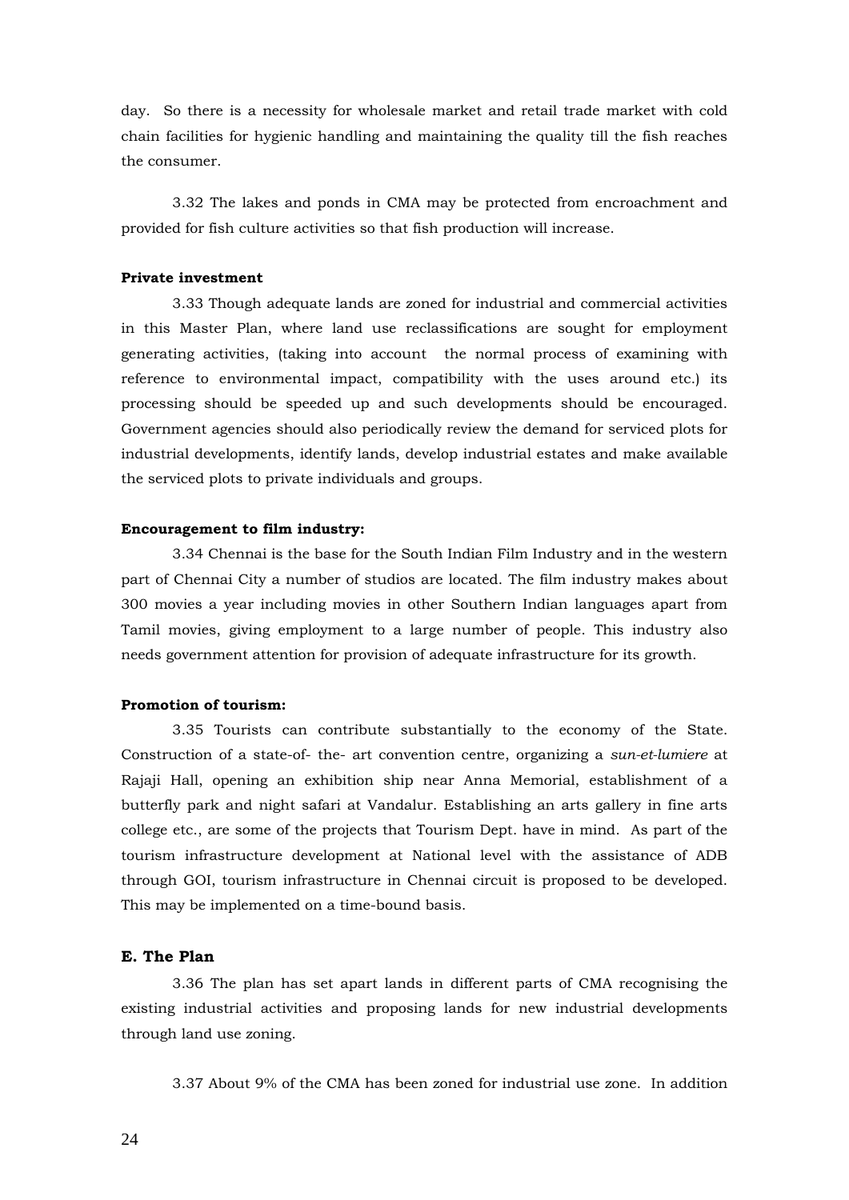day. So there is a necessity for wholesale market and retail trade market with cold chain facilities for hygienic handling and maintaining the quality till the fish reaches the consumer.

3.32 The lakes and ponds in CMA may be protected from encroachment and provided for fish culture activities so that fish production will increase.

**Private investment**

3.33 Though adequate lands are zoned for industrial and commercial activities in this Master Plan, where land use reclassifications are sought for employment generating activities, (taking into account the normal process of examining with reference to environmental impact, compatibility with the uses around etc.) its processing should be speeded up and such developments should be encouraged. Government agencies should also periodically review the demand for serviced plots for industrial developments, identify lands, develop industrial estates and make available the serviced plots to private individuals and groups.

**Encouragement to film industry:**

3.34 Chennai is the base for the South Indian Film Industry and in the western part of Chennai City a number of studios are located. The film industry makes about 300 movies a year including movies in other Southern Indian languages apart from Tamil movies, giving employment to a large number of people. This industry also needs government attention for provision of adequate infrastructure for its growth.

**Promotion of tourism:**

3.35 Tourists can contribute substantially to the economy of the State. Construction of a state-of- the- art convention centre, organizing a *sun-et-lumiere* at Rajaji Hall, opening an exhibition ship near Anna Memorial, establishment of a butterfly park and night safari at Vandalur. Establishing an arts gallery in fine arts college etc., are some of the projects that Tourism Dept. have in mind. As part of the tourism infrastructure development at National level with the assistance of ADB through GOI, tourism infrastructure in Chennai circuit is proposed to be developed. This may be implemented on a time-bound basis.

### E. The Plan

3.36 The plan has set apart lands in different parts of CMA recognising the existing industrial activities and proposing lands for new industrial developments through land use zoning.

3.37 About 9% of the CMA has been zoned for industrial use zone. In addition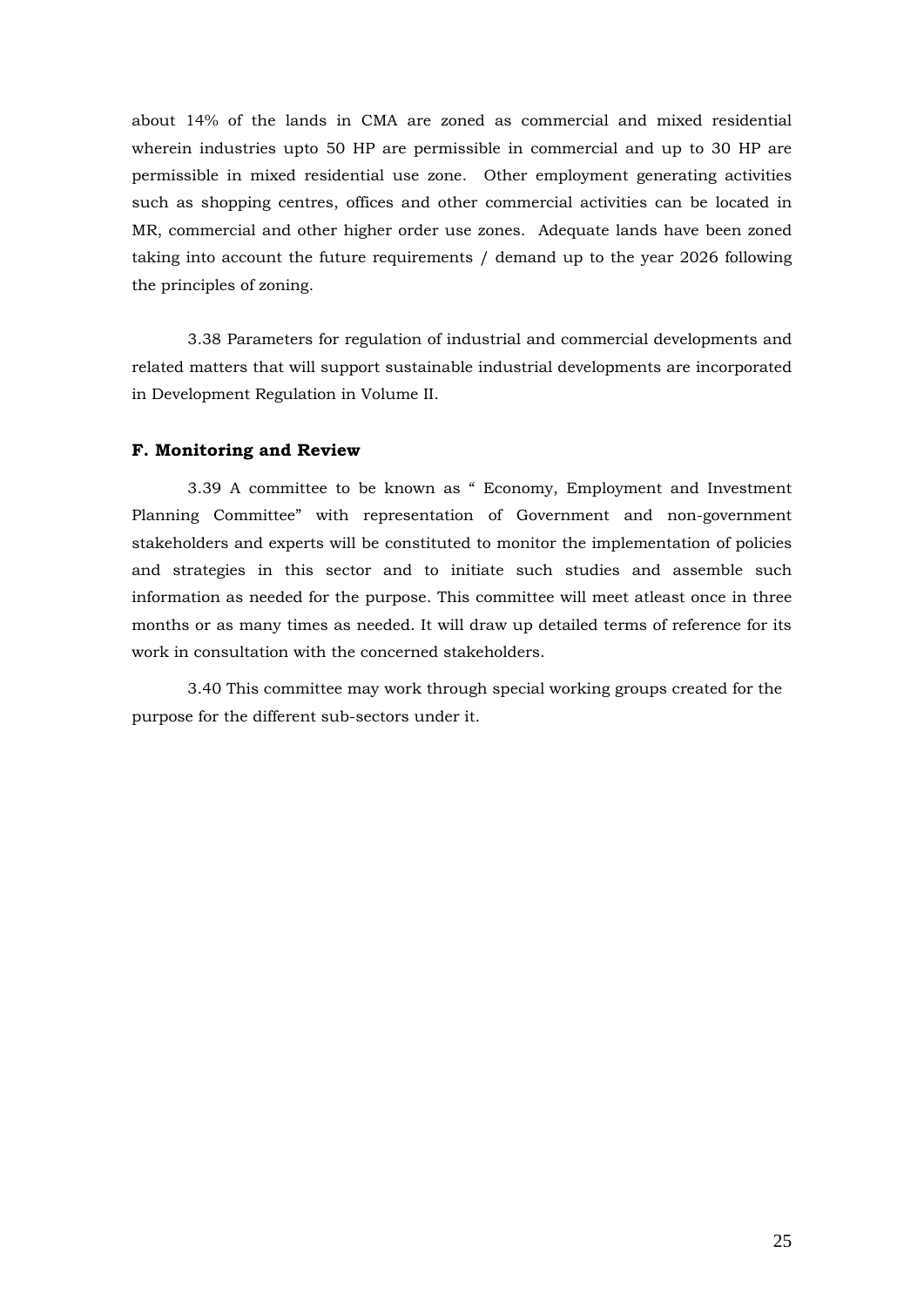about 14% of the lands in CMA are zoned as commercial and mixed residential wherein industries upto 50 HP are permissible in commercial and up to 30 HP are permissible in mixed residential use zone. Other employment generating activities such as shopping centres, offices and other commercial activities can be located in MR, commercial and other higher order use zones. Adequate lands have been zoned taking into account the future requirements / demand up to the year 2026 following the principles of zoning.

3.38 Parameters for regulation of industrial and commercial developments and related matters that will support sustainable industrial developments are incorporated in Development Regulation in Volume II.

**F. Monitoring and Review**

3.39 A committee to be known as " Economy, Employment and Investment Planning Committee" with representation of Government and non-government stakeholders and experts will be constituted to monitor the implementation of policies and strategies in this sector and to initiate such studies and assemble such information as needed for the purpose. This committee will meet atleast once in three months or as many times as needed. It will draw up detailed terms of reference for its work in consultation with the concerned stakeholders.

3.40 This committee may work through special working groups created for the purpose for the different sub-sectors under it.